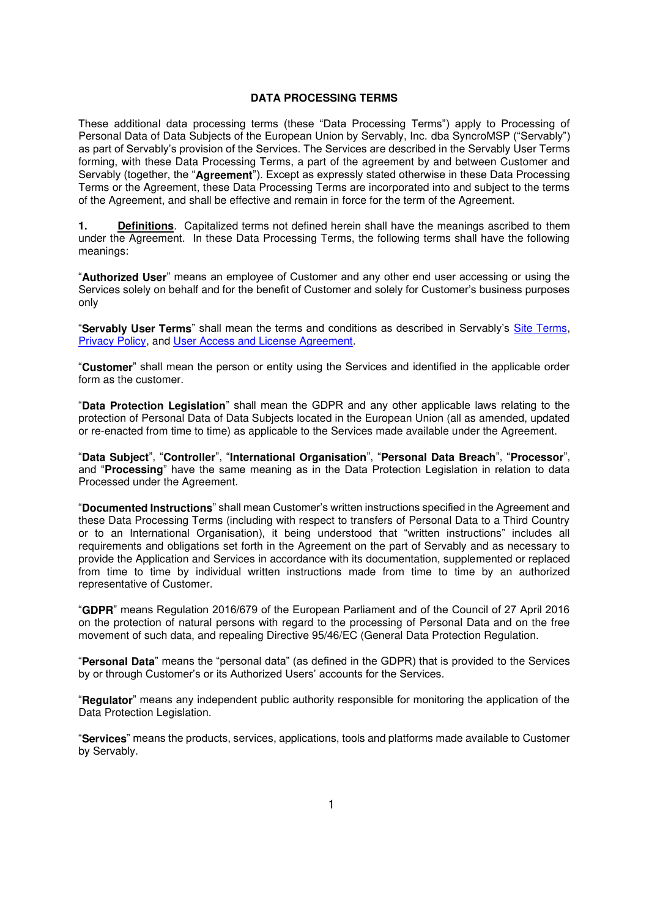# DATA PROCESSING TERMS

These additional data processing terms (these "Data Processing Terms") apply to Processing of Personal Data of Data Subjects of the European Union by Servably, Inc. dba SyncroMSP ("Servably") as part of Servably's provision of the Services. The Services are described in the Servably User Terms forming, with these Data Processing Terms, a part of the agreement by and between Customer and Servably (together, the "**Agreement**"). Except as expressly stated otherwise in these Data Processing Terms or the Agreement, these Data Processing Terms are incorporated into and subject to the terms of the Agreement, and shall be effective and remain in force for the term of the Agreement.

**1. Definitions**. Capitalized terms not defined herein shall have the meanings ascribed to them under the Agreement. In these Data Processing Terms, the following terms shall have the following meanings:

"**Authorized User**" means an employee of Customer and any other end user accessing or using the Services solely on behalf and for the benefit of Customer and solely for Customer's business purposes only

"**Servably User Terms**" shall mean the terms and conditions as described in Servably's Site Terms, Privacy Policy, and User Access and License Agreement.

"**Customer**" shall mean the person or entity using the Services and identified in the applicable order form as the customer.

"**Data Protection Legislation**" shall mean the GDPR and any other applicable laws relating to the protection of Personal Data of Data Subjects located in the European Union (all as amended, updated or re-enacted from time to time) as applicable to the Services made available under the Agreement.

"**Data Subject**", "**Controller**", "**International Organisation**", "**Personal Data Breach**", "**Processor**", and "**Processing**" have the same meaning as in the Data Protection Legislation in relation to data Processed under the Agreement.

"**Documented Instructions**" shall mean Customer's written instructions specified in the Agreement and these Data Processing Terms (including with respect to transfers of Personal Data to a Third Country or to an International Organisation), it being understood that "written instructions" includes all requirements and obligations set forth in the Agreement on the part of Servably and as necessary to provide the Application and Services in accordance with its documentation, supplemented or replaced from time to time by individual written instructions made from time to time by an authorized representative of Customer.

"**GDPR**" means Regulation 2016/679 of the European Parliament and of the Council of 27 April 2016 on the protection of natural persons with regard to the processing of Personal Data and on the free movement of such data, and repealing Directive 95/46/EC (General Data Protection Regulation.

"**Personal Data**" means the "personal data" (as defined in the GDPR) that is provided to the Services by or through Customer's or its Authorized Users' accounts for the Services.

"**Regulator**" means any independent public authority responsible for monitoring the application of the Data Protection Legislation.

"**Services**" means the products, services, applications, tools and platforms made available to Customer by Servably.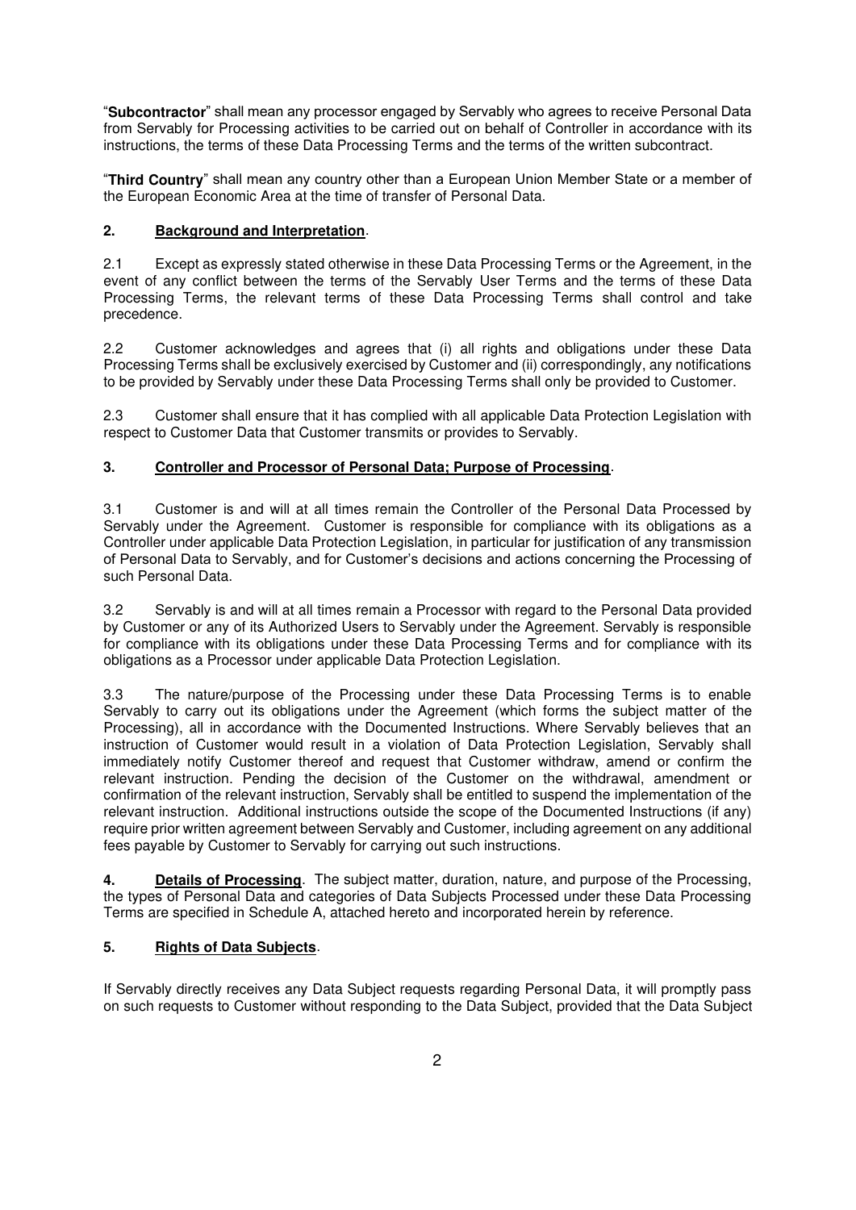"**Subcontractor**" shall mean any processor engaged by Servably who agrees to receive Personal Data from Servably for Processing activities to be carried out on behalf of Controller in accordance with its instructions, the terms of these Data Processing Terms and the terms of the written subcontract.

"**Third Country**" shall mean any country other than a European Union Member State or a member of the European Economic Area at the time of transfer of Personal Data.

## 2. Background and Interpretation.

2.1 Except as expressly stated otherwise in these Data Processing Terms or the Agreement, in the event of any conflict between the terms of the Servably User Terms and the terms of these Data Processing Terms, the relevant terms of these Data Processing Terms shall control and take precedence.

2.2 Customer acknowledges and agrees that (i) all rights and obligations under these Data Processing Terms shall be exclusively exercised by Customer and (ii) correspondingly, any notifications to be provided by Servably under these Data Processing Terms shall only be provided to Customer.

2.3 Customer shall ensure that it has complied with all applicable Data Protection Legislation with respect to Customer Data that Customer transmits or provides to Servably.

## 3. Controller and Processor of Personal Data; Purpose of Processing.

3.1 Customer is and will at all times remain the Controller of the Personal Data Processed by Servably under the Agreement. Customer is responsible for compliance with its obligations as a Controller under applicable Data Protection Legislation, in particular for justification of any transmission of Personal Data to Servably, and for Customer's decisions and actions concerning the Processing of such Personal Data.

3.2 Servably is and will at all times remain a Processor with regard to the Personal Data provided by Customer or any of its Authorized Users to Servably under the Agreement. Servably is responsible for compliance with its obligations under these Data Processing Terms and for compliance with its obligations as a Processor under applicable Data Protection Legislation.

3.3 The nature/purpose of the Processing under these Data Processing Terms is to enable Servably to carry out its obligations under the Agreement (which forms the subject matter of the Processing), all in accordance with the Documented Instructions. Where Servably believes that an instruction of Customer would result in a violation of Data Protection Legislation, Servably shall immediately notify Customer thereof and request that Customer withdraw, amend or confirm the relevant instruction. Pending the decision of the Customer on the withdrawal, amendment or confirmation of the relevant instruction, Servably shall be entitled to suspend the implementation of the relevant instruction. Additional instructions outside the scope of the Documented Instructions (if any) require prior written agreement between Servably and Customer, including agreement on any additional fees payable by Customer to Servably for carrying out such instructions.

**4. Details of Processing**. The subject matter, duration, nature, and purpose of the Processing, the types of Personal Data and categories of Data Subjects Processed under these Data Processing Terms are specified in Schedule A, attached hereto and incorporated herein by reference.

## 5. Rights of Data Subjects.

If Servably directly receives any Data Subject requests regarding Personal Data, it will promptly pass on such requests to Customer without responding to the Data Subject, provided that the Data Subject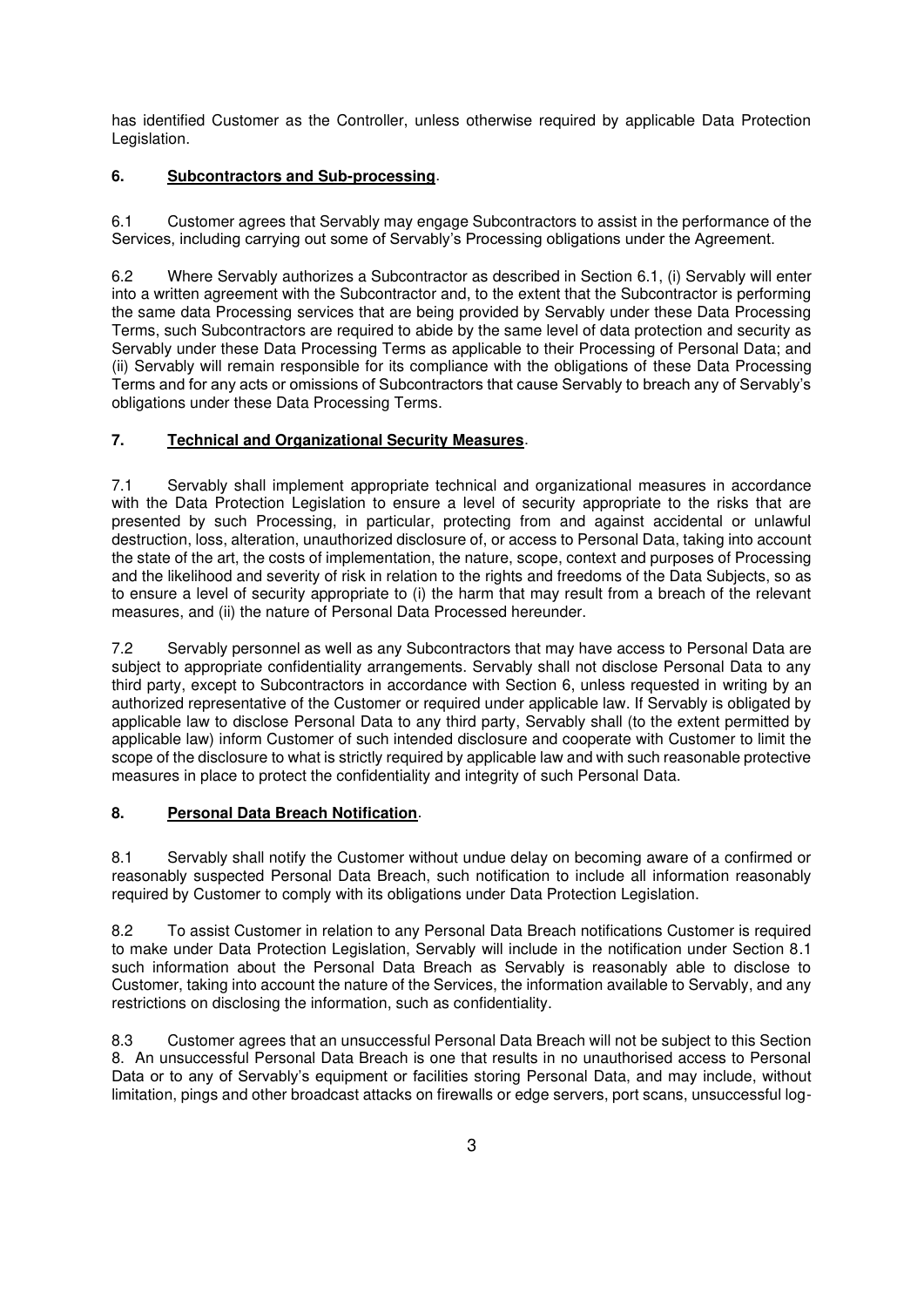has identified Customer as the Controller, unless otherwise required by applicable Data Protection Legislation.

## 6. Subcontractors and Sub-processing.

6.1 Customer agrees that Servably may engage Subcontractors to assist in the performance of the Services, including carrying out some of Servably's Processing obligations under the Agreement.

6.2 Where Servably authorizes a Subcontractor as described in Section 6.1, (i) Servably will enter into a written agreement with the Subcontractor and, to the extent that the Subcontractor is performing the same data Processing services that are being provided by Servably under these Data Processing Terms, such Subcontractors are required to abide by the same level of data protection and security as Servably under these Data Processing Terms as applicable to their Processing of Personal Data; and (ii) Servably will remain responsible for its compliance with the obligations of these Data Processing Terms and for any acts or omissions of Subcontractors that cause Servably to breach any of Servably's obligations under these Data Processing Terms.

## 7. Technical and Organizational Security Measures.

7.1 Servably shall implement appropriate technical and organizational measures in accordance with the Data Protection Legislation to ensure a level of security appropriate to the risks that are presented by such Processing, in particular, protecting from and against accidental or unlawful destruction, loss, alteration, unauthorized disclosure of, or access to Personal Data, taking into account the state of the art, the costs of implementation, the nature, scope, context and purposes of Processing and the likelihood and severity of risk in relation to the rights and freedoms of the Data Subjects, so as to ensure a level of security appropriate to (i) the harm that may result from a breach of the relevant measures, and (ii) the nature of Personal Data Processed hereunder.

7.2 Servably personnel as well as any Subcontractors that may have access to Personal Data are subject to appropriate confidentiality arrangements. Servably shall not disclose Personal Data to any third party, except to Subcontractors in accordance with Section 6, unless requested in writing by an authorized representative of the Customer or required under applicable law. If Servably is obligated by applicable law to disclose Personal Data to any third party, Servably shall (to the extent permitted by applicable law) inform Customer of such intended disclosure and cooperate with Customer to limit the scope of the disclosure to what is strictly required by applicable law and with such reasonable protective measures in place to protect the confidentiality and integrity of such Personal Data.

## 8. Personal Data Breach Notification.

8.1 Servably shall notify the Customer without undue delay on becoming aware of a confirmed or reasonably suspected Personal Data Breach, such notification to include all information reasonably required by Customer to comply with its obligations under Data Protection Legislation.

8.2 To assist Customer in relation to any Personal Data Breach notifications Customer is required to make under Data Protection Legislation, Servably will include in the notification under Section 8.1 such information about the Personal Data Breach as Servably is reasonably able to disclose to Customer, taking into account the nature of the Services, the information available to Servably, and any restrictions on disclosing the information, such as confidentiality.

8.3 Customer agrees that an unsuccessful Personal Data Breach will not be subject to this Section 8. An unsuccessful Personal Data Breach is one that results in no unauthorised access to Personal Data or to any of Servably's equipment or facilities storing Personal Data, and may include, without limitation, pings and other broadcast attacks on firewalls or edge servers, port scans, unsuccessful log-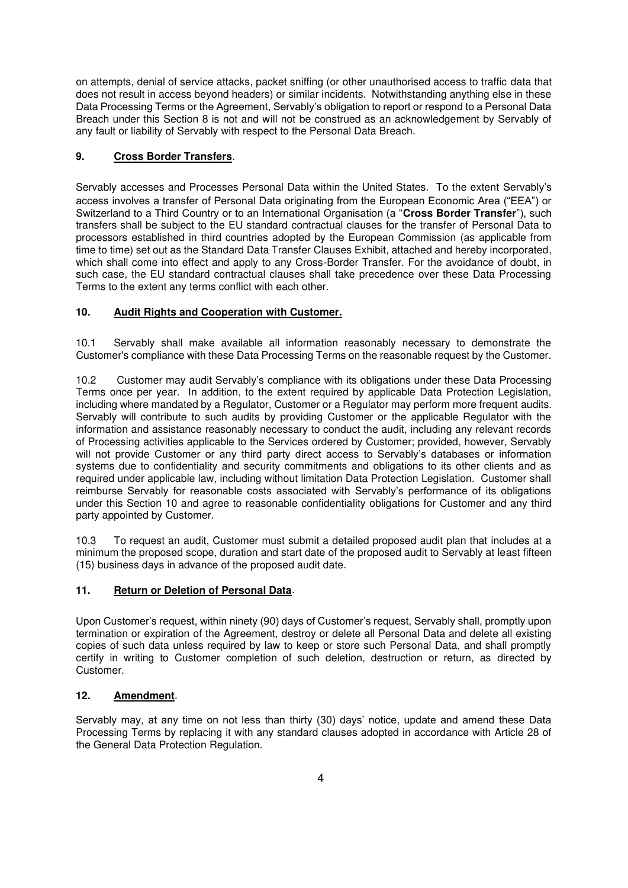on attempts, denial of service attacks, packet sniffing (or other unauthorised access to traffic data that does not result in access beyond headers) or similar incidents. Notwithstanding anything else in these Data Processing Terms or the Agreement, Servably's obligation to report or respond to a Personal Data Breach under this Section 8 is not and will not be construed as an acknowledgement by Servably of any fault or liability of Servably with respect to the Personal Data Breach.

## 9. Cross Border Transfers.

Servably accesses and Processes Personal Data within the United States. To the extent Servably's access involves a transfer of Personal Data originating from the European Economic Area ("EEA") or Switzerland to a Third Country or to an International Organisation (a "**Cross Border Transfer**"), such transfers shall be subject to the EU standard contractual clauses for the transfer of Personal Data to processors established in third countries adopted by the European Commission (as applicable from time to time) set out as the Standard Data Transfer Clauses Exhibit, attached and hereby incorporated, which shall come into effect and apply to any Cross-Border Transfer. For the avoidance of doubt, in such case, the EU standard contractual clauses shall take precedence over these Data Processing Terms to the extent any terms conflict with each other.

## 10. Audit Rights and Cooperation with Customer.

10.1 Servably shall make available all information reasonably necessary to demonstrate the Customer's compliance with these Data Processing Terms on the reasonable request by the Customer.

10.2 Customer may audit Servably's compliance with its obligations under these Data Processing Terms once per year. In addition, to the extent required by applicable Data Protection Legislation, including where mandated by a Regulator, Customer or a Regulator may perform more frequent audits. Servably will contribute to such audits by providing Customer or the applicable Regulator with the information and assistance reasonably necessary to conduct the audit, including any relevant records of Processing activities applicable to the Services ordered by Customer; provided, however, Servably will not provide Customer or any third party direct access to Servably's databases or information systems due to confidentiality and security commitments and obligations to its other clients and as required under applicable law, including without limitation Data Protection Legislation. Customer shall reimburse Servably for reasonable costs associated with Servably's performance of its obligations under this Section 10 and agree to reasonable confidentiality obligations for Customer and any third party appointed by Customer.

10.3 To request an audit, Customer must submit a detailed proposed audit plan that includes at a minimum the proposed scope, duration and start date of the proposed audit to Servably at least fifteen (15) business days in advance of the proposed audit date.

## 11. Return or Deletion of Personal Data.

Upon Customer's request, within ninety (90) days of Customer's request, Servably shall, promptly upon termination or expiration of the Agreement, destroy or delete all Personal Data and delete all existing copies of such data unless required by law to keep or store such Personal Data, and shall promptly certify in writing to Customer completion of such deletion, destruction or return, as directed by Customer.

## 12. Amendment.

Servably may, at any time on not less than thirty (30) days' notice, update and amend these Data Processing Terms by replacing it with any standard clauses adopted in accordance with Article 28 of the General Data Protection Regulation.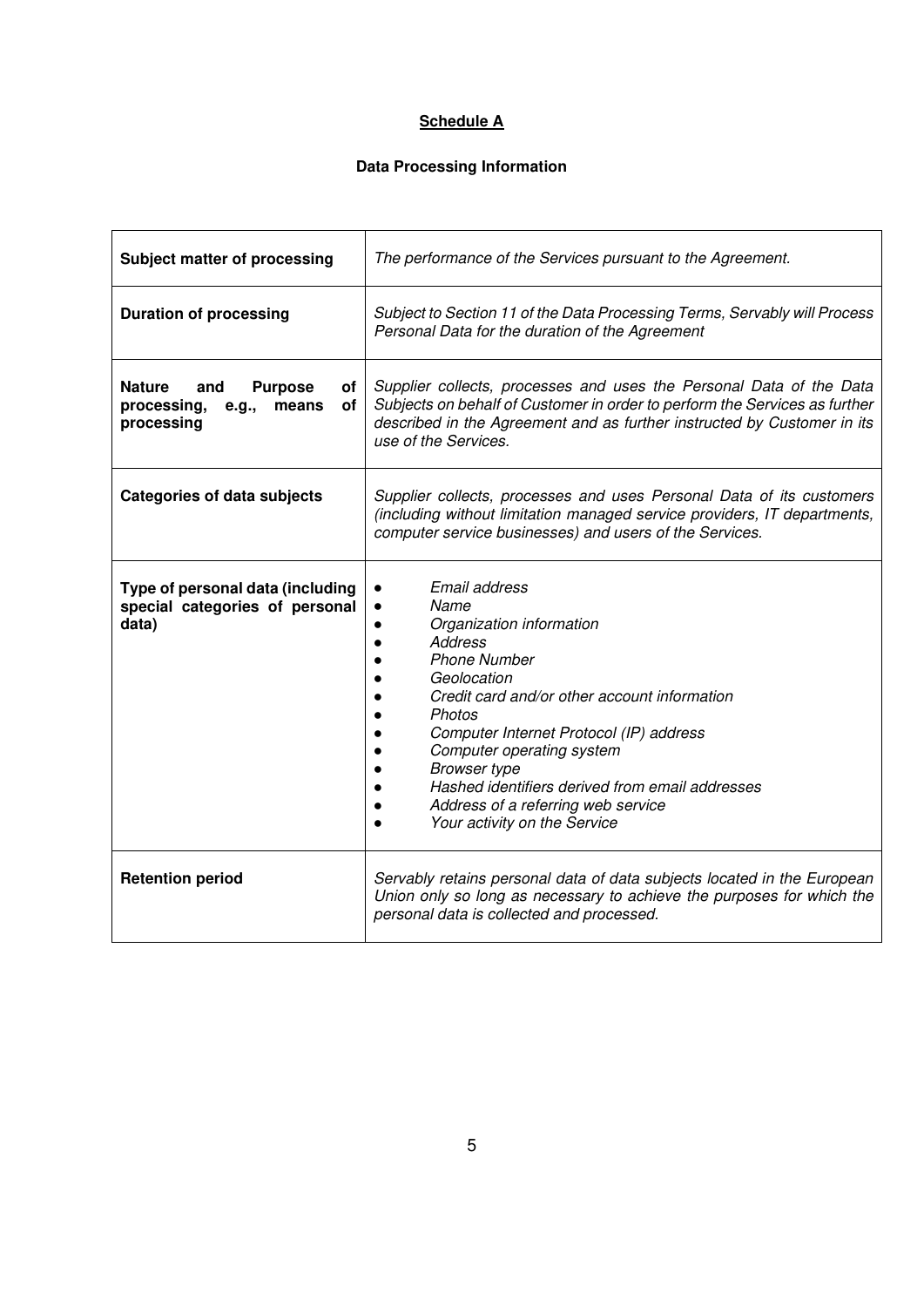**<u>Schedule A</u>**

**Data Processing Information**

| | |
|---|---|
| **Subject matter of processing** | *The performance of the Services pursuant to the Agreement.* |
| **Duration of processing** | *Subject to Section 11 of the Data Processing Terms, Servably will Process Personal Data for the duration of the Agreement* |
| **Nature and Purpose of processing, e.g., means of processing** | *Supplier collects, processes and uses the Personal Data of the Data Subjects on behalf of Customer in order to perform the Services as further described in the Agreement and as further instructed by Customer in its use of the Services.* |
| **Categories of data subjects** | *Supplier collects, processes and uses Personal Data of its customers (including without limitation managed service providers, IT departments, computer service businesses) and users of the Services.* |
| **Type of personal data (including special categories of personal data)** | ● *Email address*<br>● *Name*<br>● *Organization information*<br>● *Address*<br>● *Phone Number*<br>● *Geolocation*<br>● *Credit card and/or other account information*<br>● *Photos*<br>● *Computer Internet Protocol (IP) address*<br>● *Computer operating system*<br>● *Browser type*<br>● *Hashed identifiers derived from email addresses*<br>● *Address of a referring web service*<br>● *Your activity on the Service* |
| **Retention period** | *Servably retains personal data of data subjects located in the European Union only so long as necessary to achieve the purposes for which the personal data is collected and processed.* |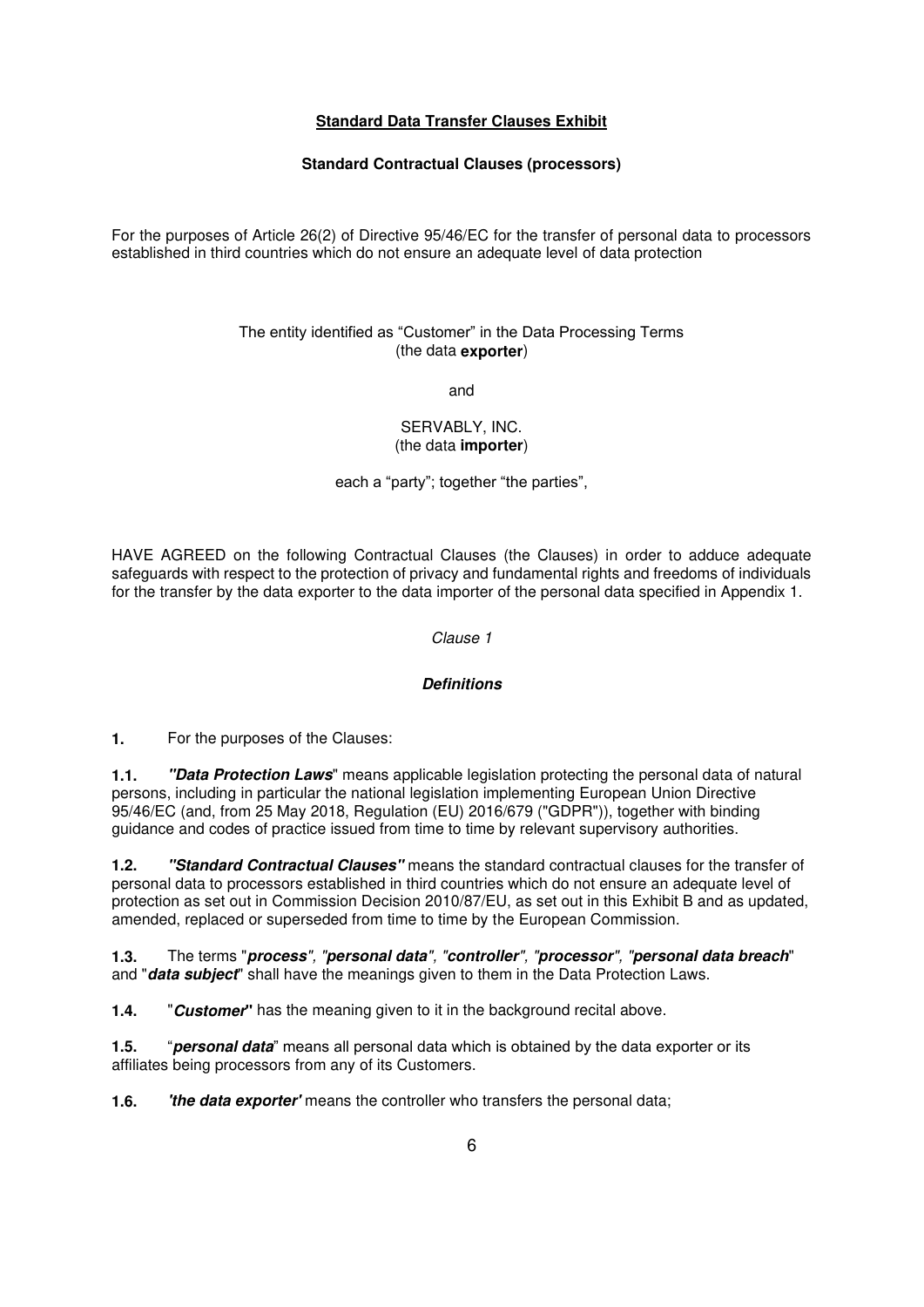**Standard Data Transfer Clauses Exhibit**

**Standard Contractual Clauses (processors)**

For the purposes of Article 26(2) of Directive 95/46/EC for the transfer of personal data to processors established in third countries which do not ensure an adequate level of data protection

The entity identified as "Customer" in the Data Processing Terms
(the data **exporter**)

and

SERVABLY, INC.
(the data **importer**)

each a "party"; together "the parties",

HAVE AGREED on the following Contractual Clauses (the Clauses) in order to adduce adequate safeguards with respect to the protection of privacy and fundamental rights and freedoms of individuals for the transfer by the data exporter to the data importer of the personal data specified in Appendix 1.

*Clause 1*

***Definitions***

**1.** For the purposes of the Clauses:

**1.1.** ***"Data Protection Laws***" means applicable legislation protecting the personal data of natural persons, including in particular the national legislation implementing European Union Directive 95/46/EC (and, from 25 May 2018, Regulation (EU) 2016/679 ("GDPR")), together with binding guidance and codes of practice issued from time to time by relevant supervisory authorities.

**1.2.** ***"Standard Contractual Clauses"*** means the standard contractual clauses for the transfer of personal data to processors established in third countries which do not ensure an adequate level of protection as set out in Commission Decision 2010/87/EU, as set out in this Exhibit B and as updated, amended, replaced or superseded from time to time by the European Commission.

**1.3.** The terms "***process***", "***personal data***", "***controller***", "***processor***", "***personal data breach***" and "***data subject***" shall have the meanings given to them in the Data Protection Laws.

**1.4.** "***Customer***" has the meaning given to it in the background recital above.

**1.5.** "***personal data***" means all personal data which is obtained by the data exporter or its affiliates being processors from any of its Customers.

**1.6.** ***'the data exporter'*** means the controller who transfers the personal data;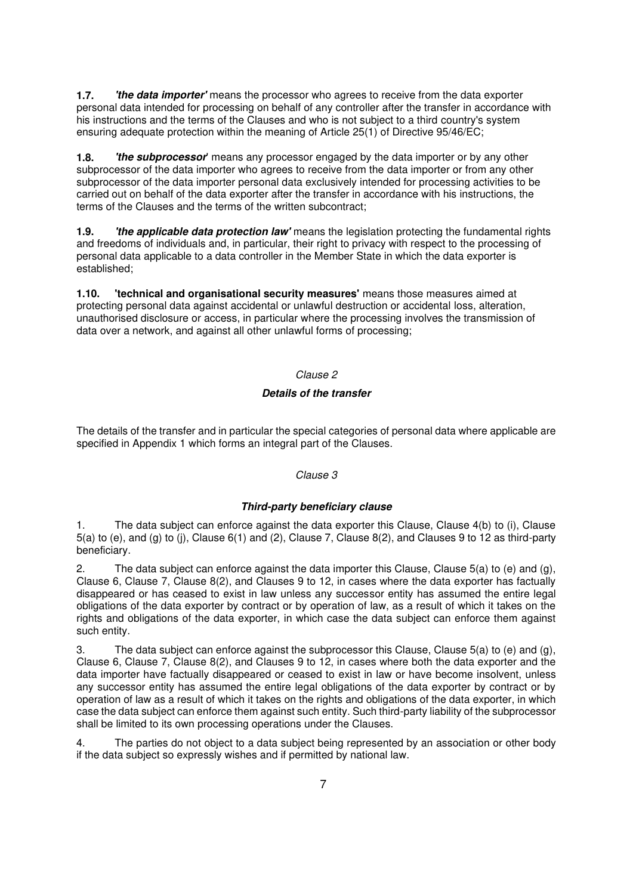**1.7.** ***'the data importer'*** means the processor who agrees to receive from the data exporter personal data intended for processing on behalf of any controller after the transfer in accordance with his instructions and the terms of the Clauses and who is not subject to a third country's system ensuring adequate protection within the meaning of Article 25(1) of Directive 95/46/EC;

**1.8.** ***'the subprocessor'*** means any processor engaged by the data importer or by any other subprocessor of the data importer who agrees to receive from the data importer or from any other subprocessor of the data importer personal data exclusively intended for processing activities to be carried out on behalf of the data exporter after the transfer in accordance with his instructions, the terms of the Clauses and the terms of the written subcontract;

**1.9.** ***'the applicable data protection law'*** means the legislation protecting the fundamental rights and freedoms of individuals and, in particular, their right to privacy with respect to the processing of personal data applicable to a data controller in the Member State in which the data exporter is established;

**1.10. 'technical and organisational security measures'** means those measures aimed at protecting personal data against accidental or unlawful destruction or accidental loss, alteration, unauthorised disclosure or access, in particular where the processing involves the transmission of data over a network, and against all other unlawful forms of processing;

*Clause 2*

***Details of the transfer***

The details of the transfer and in particular the special categories of personal data where applicable are specified in Appendix 1 which forms an integral part of the Clauses.

*Clause 3*

***Third-party beneficiary clause***

1. The data subject can enforce against the data exporter this Clause, Clause 4(b) to (i), Clause 5(a) to (e), and (g) to (j), Clause 6(1) and (2), Clause 7, Clause 8(2), and Clauses 9 to 12 as third-party beneficiary.

2. The data subject can enforce against the data importer this Clause, Clause 5(a) to (e) and (g), Clause 6, Clause 7, Clause 8(2), and Clauses 9 to 12, in cases where the data exporter has factually disappeared or has ceased to exist in law unless any successor entity has assumed the entire legal obligations of the data exporter by contract or by operation of law, as a result of which it takes on the rights and obligations of the data exporter, in which case the data subject can enforce them against such entity.

3. The data subject can enforce against the subprocessor this Clause, Clause 5(a) to (e) and (g), Clause 6, Clause 7, Clause 8(2), and Clauses 9 to 12, in cases where both the data exporter and the data importer have factually disappeared or ceased to exist in law or have become insolvent, unless any successor entity has assumed the entire legal obligations of the data exporter by contract or by operation of law as a result of which it takes on the rights and obligations of the data exporter, in which case the data subject can enforce them against such entity. Such third-party liability of the subprocessor shall be limited to its own processing operations under the Clauses.

4. The parties do not object to a data subject being represented by an association or other body if the data subject so expressly wishes and if permitted by national law.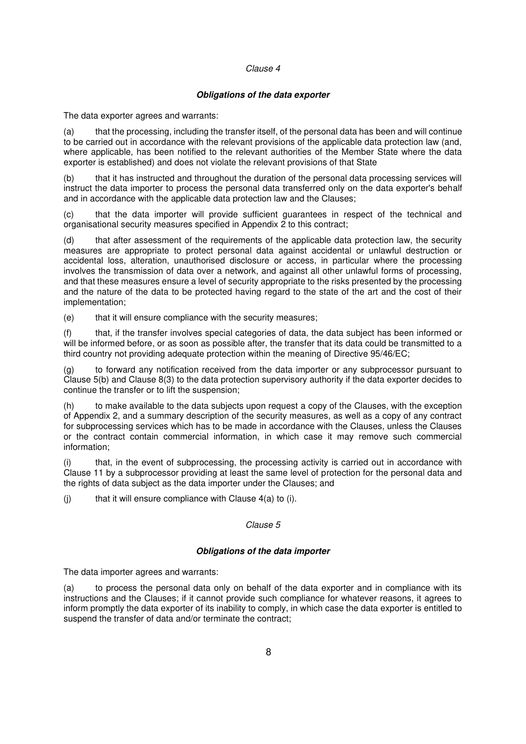*Clause 4*

***Obligations of the data exporter***

The data exporter agrees and warrants:

(a) that the processing, including the transfer itself, of the personal data has been and will continue to be carried out in accordance with the relevant provisions of the applicable data protection law (and, where applicable, has been notified to the relevant authorities of the Member State where the data exporter is established) and does not violate the relevant provisions of that State

(b) that it has instructed and throughout the duration of the personal data processing services will instruct the data importer to process the personal data transferred only on the data exporter's behalf and in accordance with the applicable data protection law and the Clauses;

(c) that the data importer will provide sufficient guarantees in respect of the technical and organisational security measures specified in Appendix 2 to this contract;

(d) that after assessment of the requirements of the applicable data protection law, the security measures are appropriate to protect personal data against accidental or unlawful destruction or accidental loss, alteration, unauthorised disclosure or access, in particular where the processing involves the transmission of data over a network, and against all other unlawful forms of processing, and that these measures ensure a level of security appropriate to the risks presented by the processing and the nature of the data to be protected having regard to the state of the art and the cost of their implementation;

(e) that it will ensure compliance with the security measures;

(f) that, if the transfer involves special categories of data, the data subject has been informed or will be informed before, or as soon as possible after, the transfer that its data could be transmitted to a third country not providing adequate protection within the meaning of Directive 95/46/EC;

(g) to forward any notification received from the data importer or any subprocessor pursuant to Clause 5(b) and Clause 8(3) to the data protection supervisory authority if the data exporter decides to continue the transfer or to lift the suspension;

(h) to make available to the data subjects upon request a copy of the Clauses, with the exception of Appendix 2, and a summary description of the security measures, as well as a copy of any contract for subprocessing services which has to be made in accordance with the Clauses, unless the Clauses or the contract contain commercial information, in which case it may remove such commercial information;

(i) that, in the event of subprocessing, the processing activity is carried out in accordance with Clause 11 by a subprocessor providing at least the same level of protection for the personal data and the rights of data subject as the data importer under the Clauses; and

(j) that it will ensure compliance with Clause 4(a) to (i).

*Clause 5*

***Obligations of the data importer***

The data importer agrees and warrants:

(a) to process the personal data only on behalf of the data exporter and in compliance with its instructions and the Clauses; if it cannot provide such compliance for whatever reasons, it agrees to inform promptly the data exporter of its inability to comply, in which case the data exporter is entitled to suspend the transfer of data and/or terminate the contract;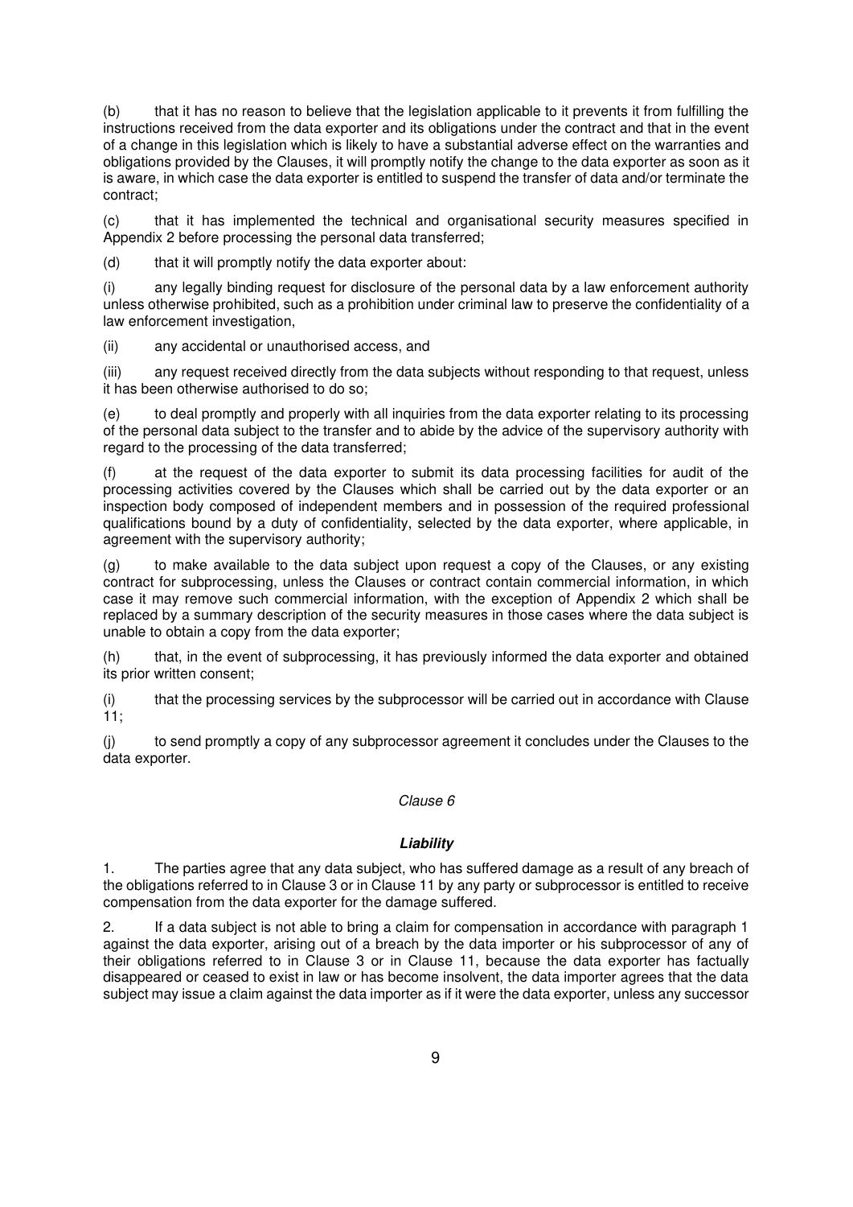(b) that it has no reason to believe that the legislation applicable to it prevents it from fulfilling the instructions received from the data exporter and its obligations under the contract and that in the event of a change in this legislation which is likely to have a substantial adverse effect on the warranties and obligations provided by the Clauses, it will promptly notify the change to the data exporter as soon as it is aware, in which case the data exporter is entitled to suspend the transfer of data and/or terminate the contract;

(c) that it has implemented the technical and organisational security measures specified in Appendix 2 before processing the personal data transferred;

(d) that it will promptly notify the data exporter about:

(i) any legally binding request for disclosure of the personal data by a law enforcement authority unless otherwise prohibited, such as a prohibition under criminal law to preserve the confidentiality of a law enforcement investigation,

(ii) any accidental or unauthorised access, and

(iii) any request received directly from the data subjects without responding to that request, unless it has been otherwise authorised to do so;

(e) to deal promptly and properly with all inquiries from the data exporter relating to its processing of the personal data subject to the transfer and to abide by the advice of the supervisory authority with regard to the processing of the data transferred;

(f) at the request of the data exporter to submit its data processing facilities for audit of the processing activities covered by the Clauses which shall be carried out by the data exporter or an inspection body composed of independent members and in possession of the required professional qualifications bound by a duty of confidentiality, selected by the data exporter, where applicable, in agreement with the supervisory authority;

(g) to make available to the data subject upon request a copy of the Clauses, or any existing contract for subprocessing, unless the Clauses or contract contain commercial information, in which case it may remove such commercial information, with the exception of Appendix 2 which shall be replaced by a summary description of the security measures in those cases where the data subject is unable to obtain a copy from the data exporter;

(h) that, in the event of subprocessing, it has previously informed the data exporter and obtained its prior written consent;

(i) that the processing services by the subprocessor will be carried out in accordance with Clause 11;

(j) to send promptly a copy of any subprocessor agreement it concludes under the Clauses to the data exporter.

*Clause 6*

***Liability***

1. The parties agree that any data subject, who has suffered damage as a result of any breach of the obligations referred to in Clause 3 or in Clause 11 by any party or subprocessor is entitled to receive compensation from the data exporter for the damage suffered.

2. If a data subject is not able to bring a claim for compensation in accordance with paragraph 1 against the data exporter, arising out of a breach by the data importer or his subprocessor of any of their obligations referred to in Clause 3 or in Clause 11, because the data exporter has factually disappeared or ceased to exist in law or has become insolvent, the data importer agrees that the data subject may issue a claim against the data importer as if it were the data exporter, unless any successor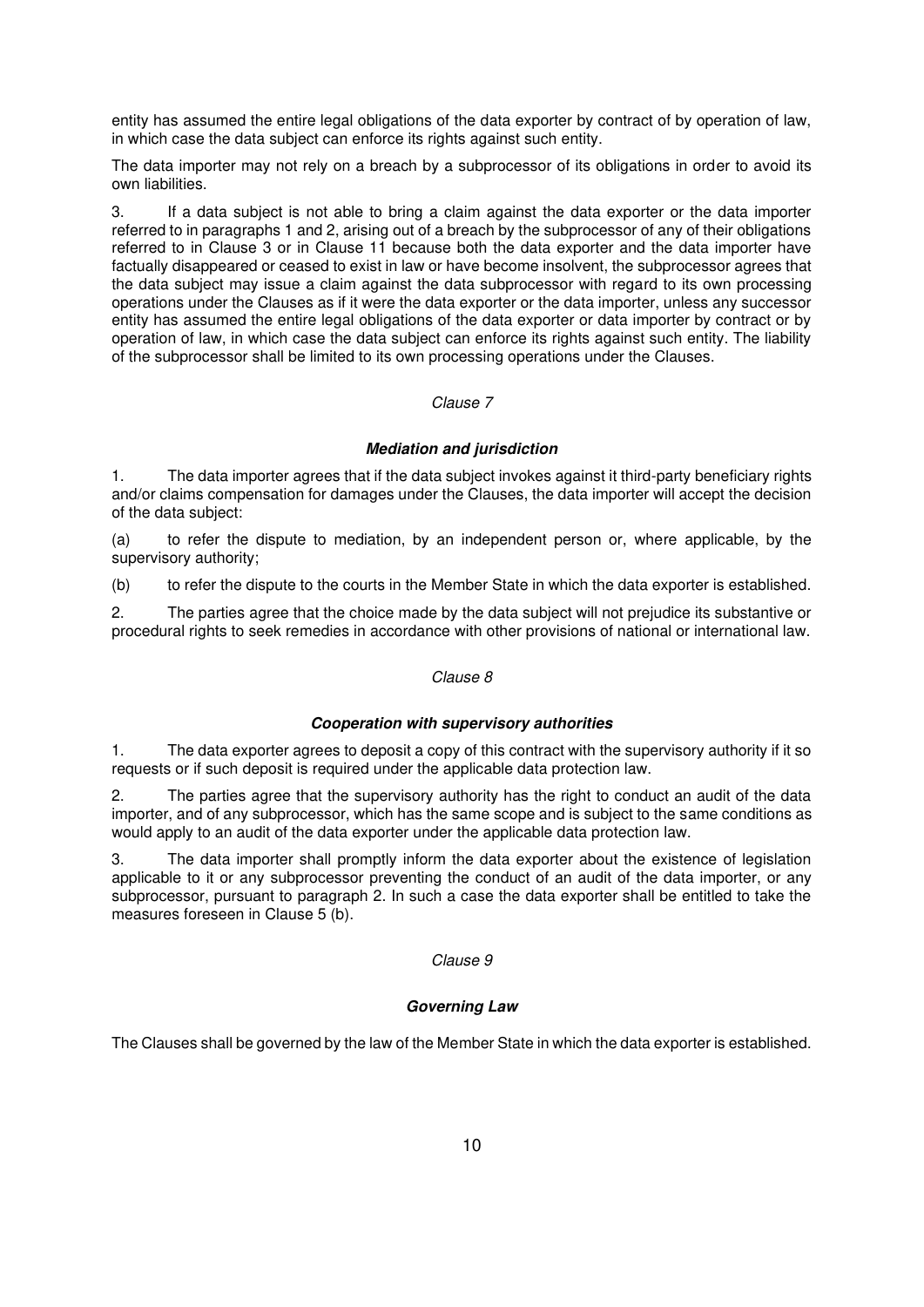entity has assumed the entire legal obligations of the data exporter by contract of by operation of law, in which case the data subject can enforce its rights against such entity.

The data importer may not rely on a breach by a subprocessor of its obligations in order to avoid its own liabilities.

3. If a data subject is not able to bring a claim against the data exporter or the data importer referred to in paragraphs 1 and 2, arising out of a breach by the subprocessor of any of their obligations referred to in Clause 3 or in Clause 11 because both the data exporter and the data importer have factually disappeared or ceased to exist in law or have become insolvent, the subprocessor agrees that the data subject may issue a claim against the data subprocessor with regard to its own processing operations under the Clauses as if it were the data exporter or the data importer, unless any successor entity has assumed the entire legal obligations of the data exporter or data importer by contract or by operation of law, in which case the data subject can enforce its rights against such entity. The liability of the subprocessor shall be limited to its own processing operations under the Clauses.

*Clause 7*

***Mediation and jurisdiction***

1. The data importer agrees that if the data subject invokes against it third-party beneficiary rights and/or claims compensation for damages under the Clauses, the data importer will accept the decision of the data subject:

(a) to refer the dispute to mediation, by an independent person or, where applicable, by the supervisory authority;

(b) to refer the dispute to the courts in the Member State in which the data exporter is established.

2. The parties agree that the choice made by the data subject will not prejudice its substantive or procedural rights to seek remedies in accordance with other provisions of national or international law.

*Clause 8*

***Cooperation with supervisory authorities***

1. The data exporter agrees to deposit a copy of this contract with the supervisory authority if it so requests or if such deposit is required under the applicable data protection law.

2. The parties agree that the supervisory authority has the right to conduct an audit of the data importer, and of any subprocessor, which has the same scope and is subject to the same conditions as would apply to an audit of the data exporter under the applicable data protection law.

3. The data importer shall promptly inform the data exporter about the existence of legislation applicable to it or any subprocessor preventing the conduct of an audit of the data importer, or any subprocessor, pursuant to paragraph 2. In such a case the data exporter shall be entitled to take the measures foreseen in Clause 5 (b).

*Clause 9*

***Governing Law***

The Clauses shall be governed by the law of the Member State in which the data exporter is established.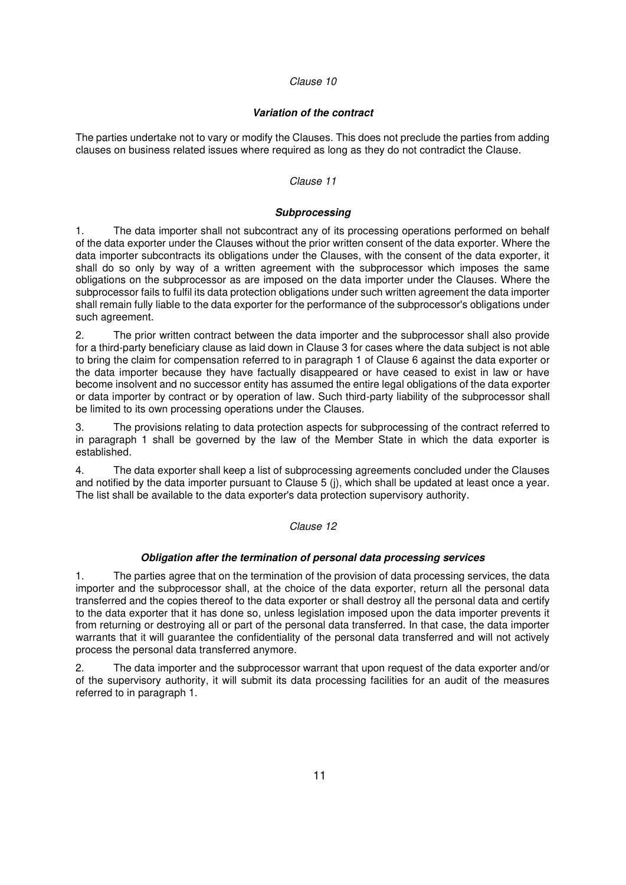*Clause 10*

***Variation of the contract***

The parties undertake not to vary or modify the Clauses. This does not preclude the parties from adding clauses on business related issues where required as long as they do not contradict the Clause.

*Clause 11*

***Subprocessing***

1. The data importer shall not subcontract any of its processing operations performed on behalf of the data exporter under the Clauses without the prior written consent of the data exporter. Where the data importer subcontracts its obligations under the Clauses, with the consent of the data exporter, it shall do so only by way of a written agreement with the subprocessor which imposes the same obligations on the subprocessor as are imposed on the data importer under the Clauses. Where the subprocessor fails to fulfil its data protection obligations under such written agreement the data importer shall remain fully liable to the data exporter for the performance of the subprocessor's obligations under such agreement.

2. The prior written contract between the data importer and the subprocessor shall also provide for a third-party beneficiary clause as laid down in Clause 3 for cases where the data subject is not able to bring the claim for compensation referred to in paragraph 1 of Clause 6 against the data exporter or the data importer because they have factually disappeared or have ceased to exist in law or have become insolvent and no successor entity has assumed the entire legal obligations of the data exporter or data importer by contract or by operation of law. Such third-party liability of the subprocessor shall be limited to its own processing operations under the Clauses.

3. The provisions relating to data protection aspects for subprocessing of the contract referred to in paragraph 1 shall be governed by the law of the Member State in which the data exporter is established.

4. The data exporter shall keep a list of subprocessing agreements concluded under the Clauses and notified by the data importer pursuant to Clause 5 (j), which shall be updated at least once a year. The list shall be available to the data exporter's data protection supervisory authority.

*Clause 12*

***Obligation after the termination of personal data processing services***

1. The parties agree that on the termination of the provision of data processing services, the data importer and the subprocessor shall, at the choice of the data exporter, return all the personal data transferred and the copies thereof to the data exporter or shall destroy all the personal data and certify to the data exporter that it has done so, unless legislation imposed upon the data importer prevents it from returning or destroying all or part of the personal data transferred. In that case, the data importer warrants that it will guarantee the confidentiality of the personal data transferred and will not actively process the personal data transferred anymore.

2. The data importer and the subprocessor warrant that upon request of the data exporter and/or of the supervisory authority, it will submit its data processing facilities for an audit of the measures referred to in paragraph 1.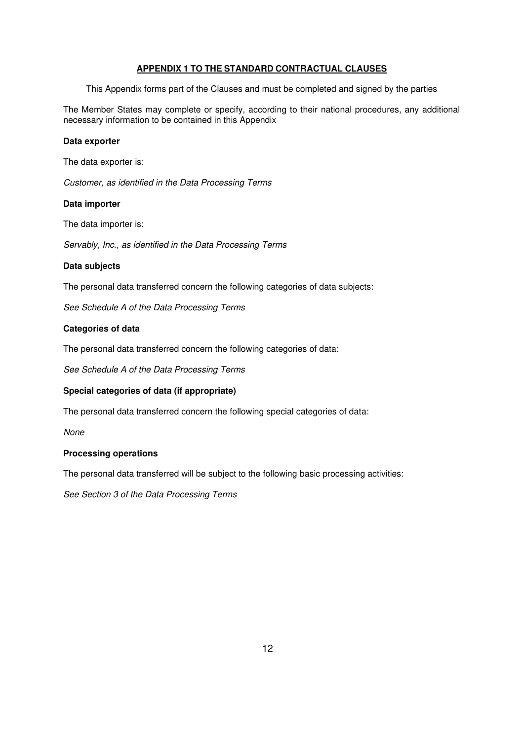## APPENDIX 1 TO THE STANDARD CONTRACTUAL CLAUSES

This Appendix forms part of the Clauses and must be completed and signed by the parties

The Member States may complete or specify, according to their national procedures, any additional necessary information to be contained in this Appendix

**Data exporter**

The data exporter is:

*Customer, as identified in the Data Processing Terms*

**Data importer**

The data importer is:

*Servably, Inc., as identified in the Data Processing Terms*

**Data subjects**

The personal data transferred concern the following categories of data subjects:

*See Schedule A of the Data Processing Terms*

**Categories of data**

The personal data transferred concern the following categories of data:

*See Schedule A of the Data Processing Terms*

**Special categories of data (if appropriate)**

The personal data transferred concern the following special categories of data:

*None*

**Processing operations**

The personal data transferred will be subject to the following basic processing activities:

*See Section 3 of the Data Processing Terms*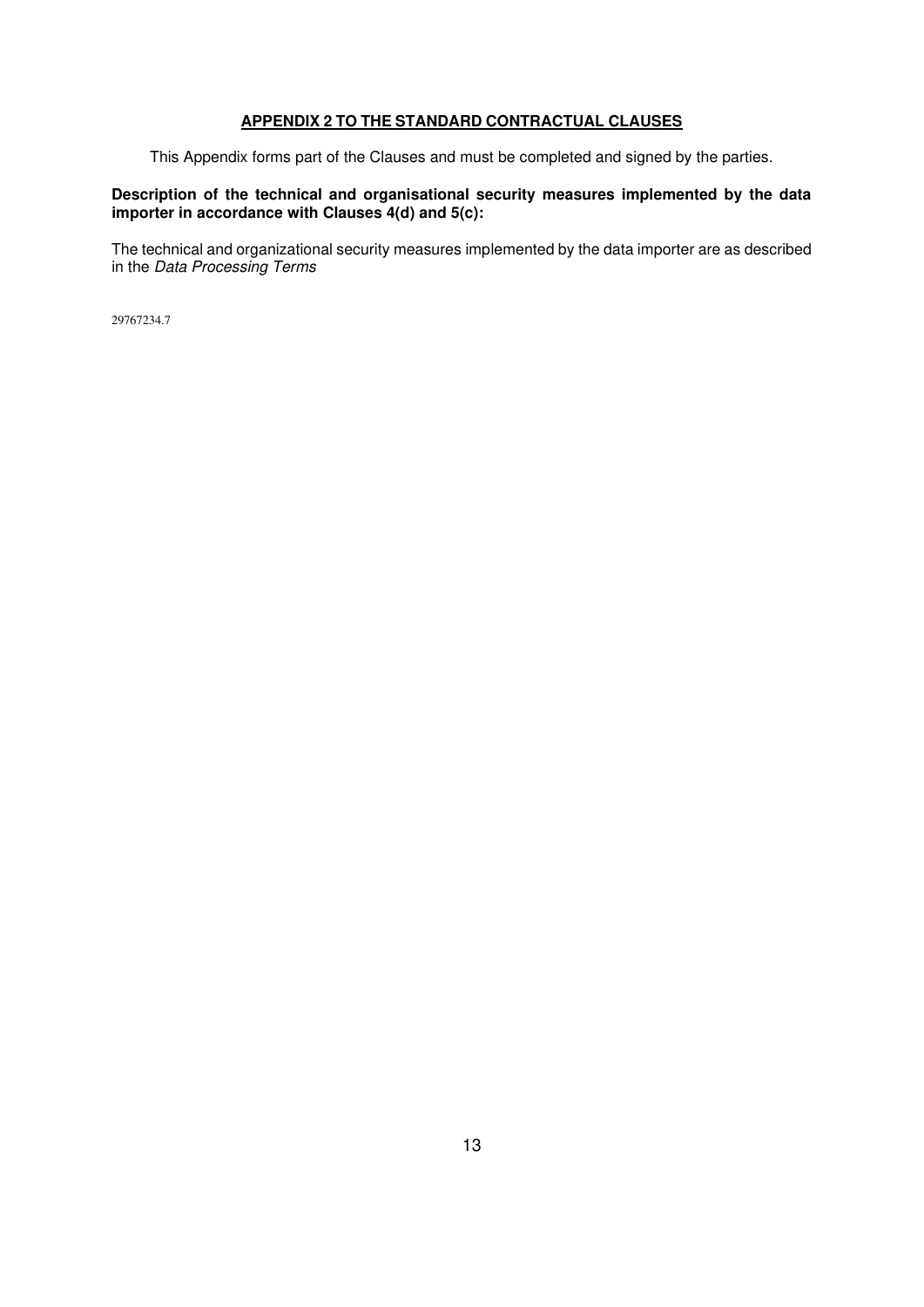## APPENDIX 2 TO THE STANDARD CONTRACTUAL CLAUSES

This Appendix forms part of the Clauses and must be completed and signed by the parties.

**Description of the technical and organisational security measures implemented by the data importer in accordance with Clauses 4(d) and 5(c):**

The technical and organizational security measures implemented by the data importer are as described in the *Data Processing Terms*

29767234.7